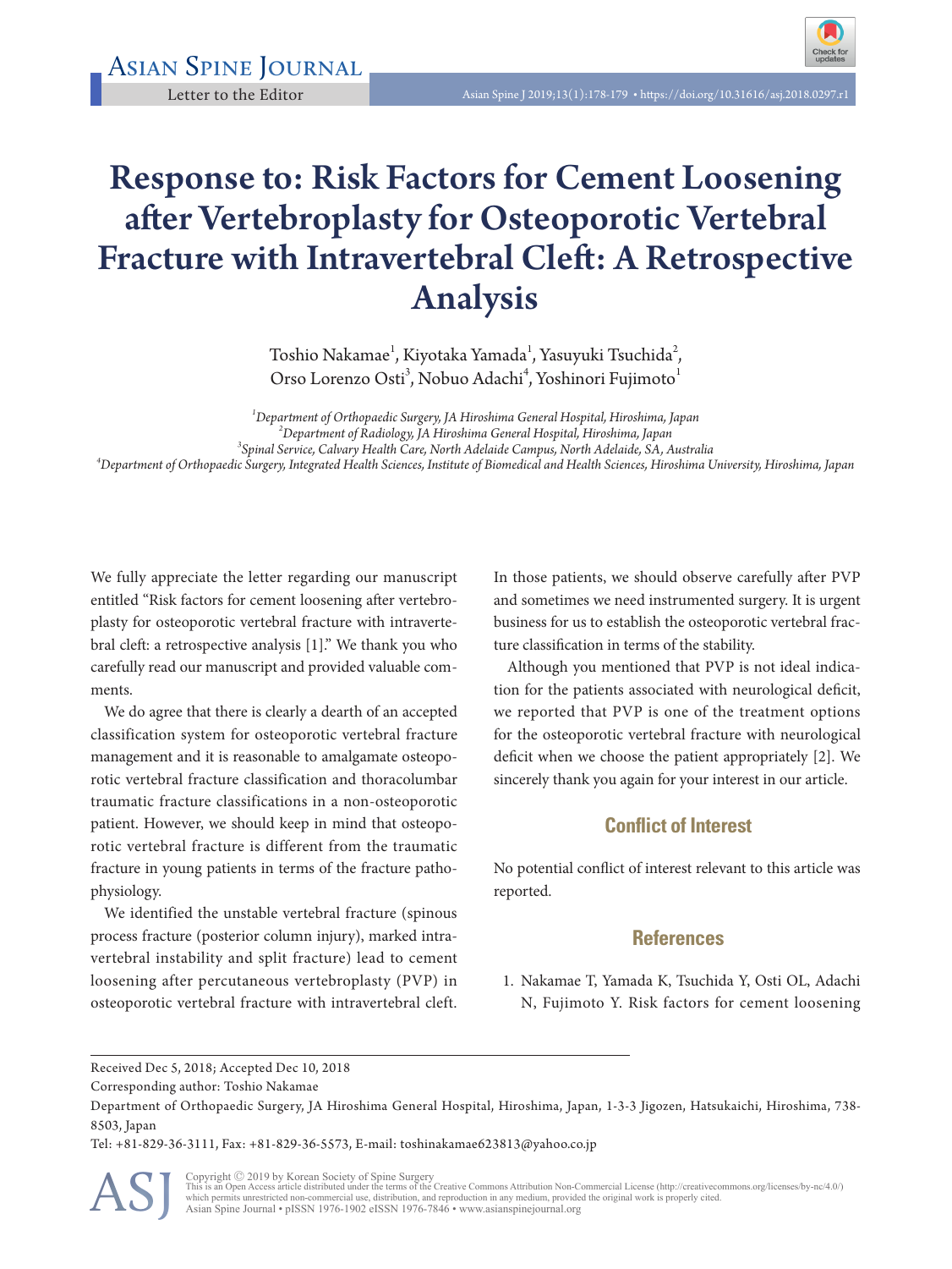Letter to the Editor

# Response to: Risk Factors for Cement Loosening after Vertebroplasty for Osteoporotic Vertebral Fracture with Intravertebral Cleft: A Retrospective Analysis

Toshio Nakamae[1], Kiyotaka Yamada[1], Yasuyuki Tsuchida[2], Orso Lorenzo Osti[3], Nobuo Adachi[4], Yoshinori Fujimoto[1]

[1]*Department of Orthopaedic Surgery, JA Hiroshima General Hospital, Hiroshima, Japan*
[2]*Department of Radiology, JA Hiroshima General Hospital, Hiroshima, Japan*
[3]*Spinal Service, Calvary Health Care, North Adelaide Campus, North Adelaide, SA, Australia*
[4]*Department of Orthopaedic Surgery, Integrated Health Sciences, Institute of Biomedical and Health Sciences, Hiroshima University, Hiroshima, Japan*

We fully appreciate the letter regarding our manuscript entitled "Risk factors for cement loosening after vertebroplasty for osteoporotic vertebral fracture with intravertebral cleft: a retrospective analysis [1]." We thank you who carefully read our manuscript and provided valuable comments.

We do agree that there is clearly a dearth of an accepted classification system for osteoporotic vertebral fracture management and it is reasonable to amalgamate osteoporotic vertebral fracture classification and thoracolumbar traumatic fracture classifications in a non-osteoporotic patient. However, we should keep in mind that osteoporotic vertebral fracture is different from the traumatic fracture in young patients in terms of the fracture pathophysiology.

We identified the unstable vertebral fracture (spinous process fracture (posterior column injury), marked intravertebral instability and split fracture) lead to cement loosening after percutaneous vertebroplasty (PVP) in osteoporotic vertebral fracture with intravertebral cleft. In those patients, we should observe carefully after PVP and sometimes we need instrumented surgery. It is urgent business for us to establish the osteoporotic vertebral fracture classification in terms of the stability.

Although you mentioned that PVP is not ideal indication for the patients associated with neurological deficit, we reported that PVP is one of the treatment options for the osteoporotic vertebral fracture with neurological deficit when we choose the patient appropriately [2]. We sincerely thank you again for your interest in our article.

## Conflict of Interest

No potential conflict of interest relevant to this article was reported.

## References

1. Nakamae T, Yamada K, Tsuchida Y, Osti OL, Adachi N, Fujimoto Y. Risk factors for cement loosening

Received Dec 5, 2018; Accepted Dec 10, 2018

Corresponding author: Toshio Nakamae

Department of Orthopaedic Surgery, JA Hiroshima General Hospital, Hiroshima, Japan, 1-3-3 Jigozen, Hatsukaichi, Hiroshima, 738-8503, Japan

Tel: +81-829-36-3111, Fax: +81-829-36-5573, E-mail: toshinakamae623813@yahoo.co.jp

Copyright © 2019 by Korean Society of Spine Surgery
This is an Open Access article distributed under the terms of the Creative Commons Attribution Non-Commercial License (http://creativecommons.org/licenses/by-nc/4.0/) which permits unrestricted non-commercial use, distribution, and reproduction in any medium, provided the original work is properly cited.
Asian Spine Journal • pISSN 1976-1902 eISSN 1976-7846 • www.asianspinejournal.org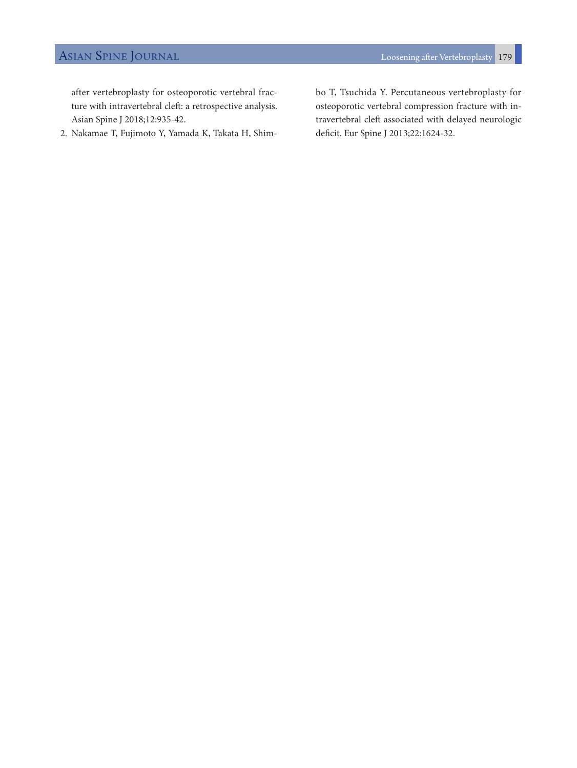after vertebroplasty for osteoporotic vertebral fracture with intravertebral cleft: a retrospective analysis. Asian Spine J 2018;12:935-42.

2. Nakamae T, Fujimoto Y, Yamada K, Takata H, Shimbo T, Tsuchida Y. Percutaneous vertebroplasty for osteoporotic vertebral compression fracture with intravertebral cleft associated with delayed neurologic deficit. Eur Spine J 2013;22:1624-32.